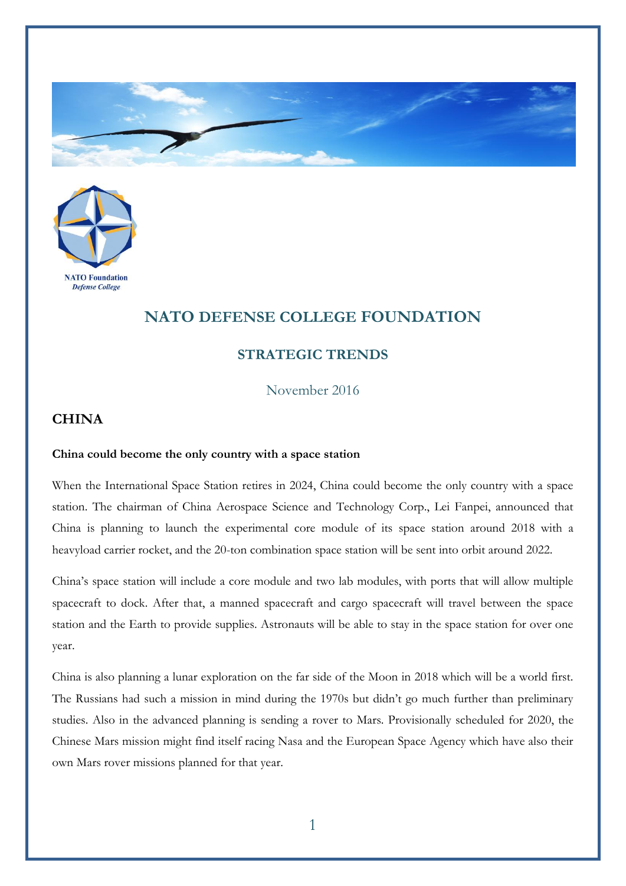# NATO DEFENSE COLLEGE FOUNDATION

## STRATEGIC TRENDS

November 2016

### CHINA

**China could become the only country with a space station**

When the International Space Station retires in 2024, China could become the only country with a space station. The chairman of China Aerospace Science and Technology Corp., Lei Fanpei, announced that China is planning to launch the experimental core module of its space station around 2018 with a heavyload carrier rocket, and the 20-ton combination space station will be sent into orbit around 2022.

China's space station will include a core module and two lab modules, with ports that will allow multiple spacecraft to dock. After that, a manned spacecraft and cargo spacecraft will travel between the space station and the Earth to provide supplies. Astronauts will be able to stay in the space station for over one year.

China is also planning a lunar exploration on the far side of the Moon in 2018 which will be a world first. The Russians had such a mission in mind during the 1970s but didn't go much further than preliminary studies. Also in the advanced planning is sending a rover to Mars. Provisionally scheduled for 2020, the Chinese Mars mission might find itself racing Nasa and the European Space Agency which have also their own Mars rover missions planned for that year.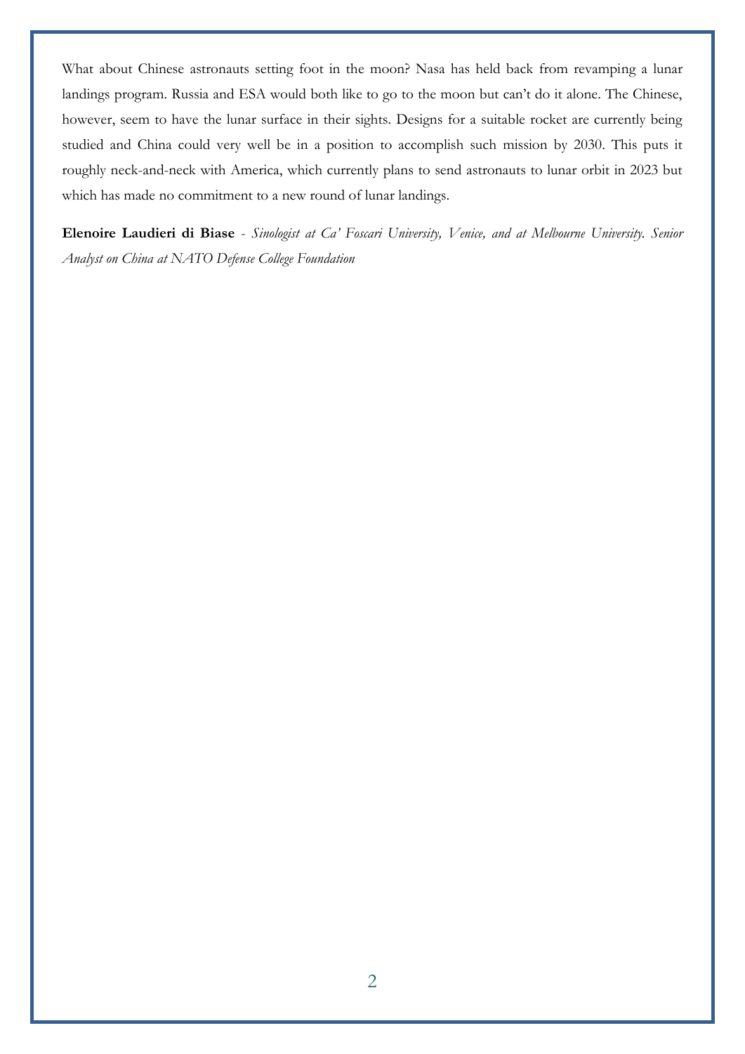What about Chinese astronauts setting foot in the moon? Nasa has held back from revamping a lunar landings program. Russia and ESA would both like to go to the moon but can't do it alone. The Chinese, however, seem to have the lunar surface in their sights. Designs for a suitable rocket are currently being studied and China could very well be in a position to accomplish such mission by 2030. This puts it roughly neck-and-neck with America, which currently plans to send astronauts to lunar orbit in 2023 but which has made no commitment to a new round of lunar landings.

**Elenoire Laudieri di Biase** - *Sinologist at Ca' Foscari University, Venice, and at Melbourne University. Senior Analyst on China at NATO Defense College Foundation*